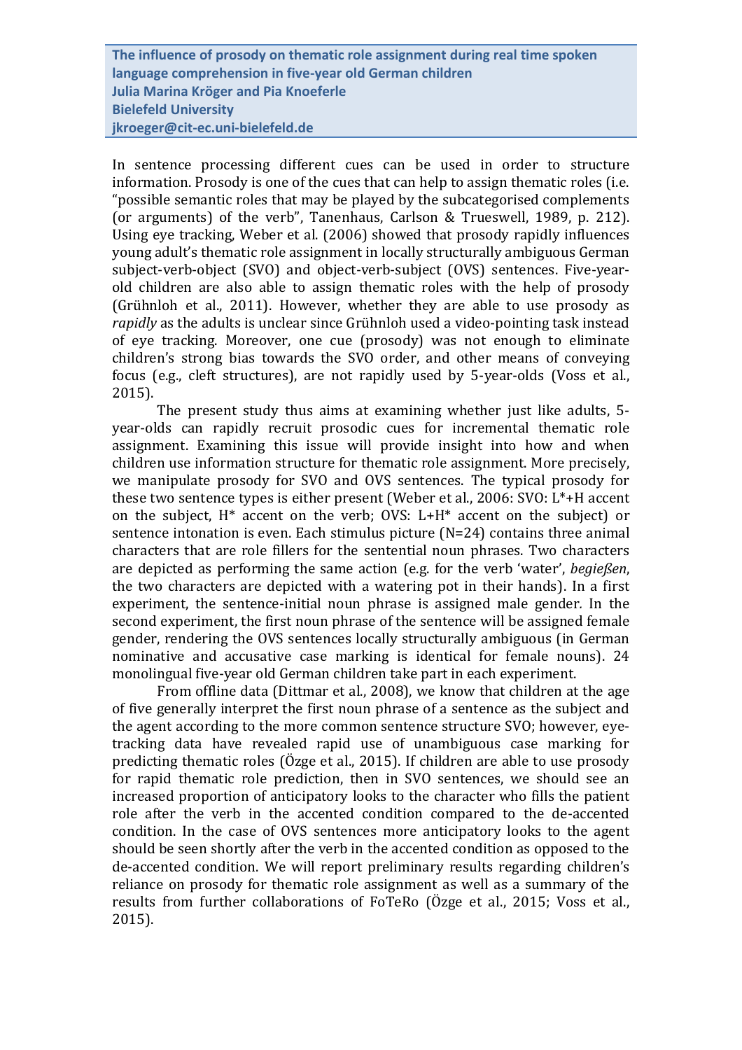**The influence of prosody on thematic role assignment during real time spoken language comprehension in five-year old German children**
**Julia Marina Kröger and Pia Knoeferle**
**Bielefeld University**
**jkroeger@cit-ec.uni-bielefeld.de**

In sentence processing different cues can be used in order to structure information. Prosody is one of the cues that can help to assign thematic roles (i.e. "possible semantic roles that may be played by the subcategorised complements (or arguments) of the verb", Tanenhaus, Carlson & Trueswell, 1989, p. 212). Using eye tracking, Weber et al. (2006) showed that prosody rapidly influences young adult's thematic role assignment in locally structurally ambiguous German subject-verb-object (SVO) and object-verb-subject (OVS) sentences. Five-year-old children are also able to assign thematic roles with the help of prosody (Grühnloh et al., 2011). However, whether they are able to use prosody as *rapidly* as the adults is unclear since Grühnloh used a video-pointing task instead of eye tracking. Moreover, one cue (prosody) was not enough to eliminate children's strong bias towards the SVO order, and other means of conveying focus (e.g., cleft structures), are not rapidly used by 5-year-olds (Voss et al., 2015).

The present study thus aims at examining whether just like adults, 5-year-olds can rapidly recruit prosodic cues for incremental thematic role assignment. Examining this issue will provide insight into how and when children use information structure for thematic role assignment. More precisely, we manipulate prosody for SVO and OVS sentences. The typical prosody for these two sentence types is either present (Weber et al., 2006: SVO: L*+H accent on the subject, H* accent on the verb; OVS: L+H* accent on the subject) or sentence intonation is even. Each stimulus picture (N=24) contains three animal characters that are role fillers for the sentential noun phrases. Two characters are depicted as performing the same action (e.g. for the verb 'water', *begießen*, the two characters are depicted with a watering pot in their hands). In a first experiment, the sentence-initial noun phrase is assigned male gender. In the second experiment, the first noun phrase of the sentence will be assigned female gender, rendering the OVS sentences locally structurally ambiguous (in German nominative and accusative case marking is identical for female nouns). 24 monolingual five-year old German children take part in each experiment.

From offline data (Dittmar et al., 2008), we know that children at the age of five generally interpret the first noun phrase of a sentence as the subject and the agent according to the more common sentence structure SVO; however, eye-tracking data have revealed rapid use of unambiguous case marking for predicting thematic roles (Özge et al., 2015). If children are able to use prosody for rapid thematic role prediction, then in SVO sentences, we should see an increased proportion of anticipatory looks to the character who fills the patient role after the verb in the accented condition compared to the de-accented condition. In the case of OVS sentences more anticipatory looks to the agent should be seen shortly after the verb in the accented condition as opposed to the de-accented condition. We will report preliminary results regarding children's reliance on prosody for thematic role assignment as well as a summary of the results from further collaborations of FoTeRo (Özge et al., 2015; Voss et al., 2015).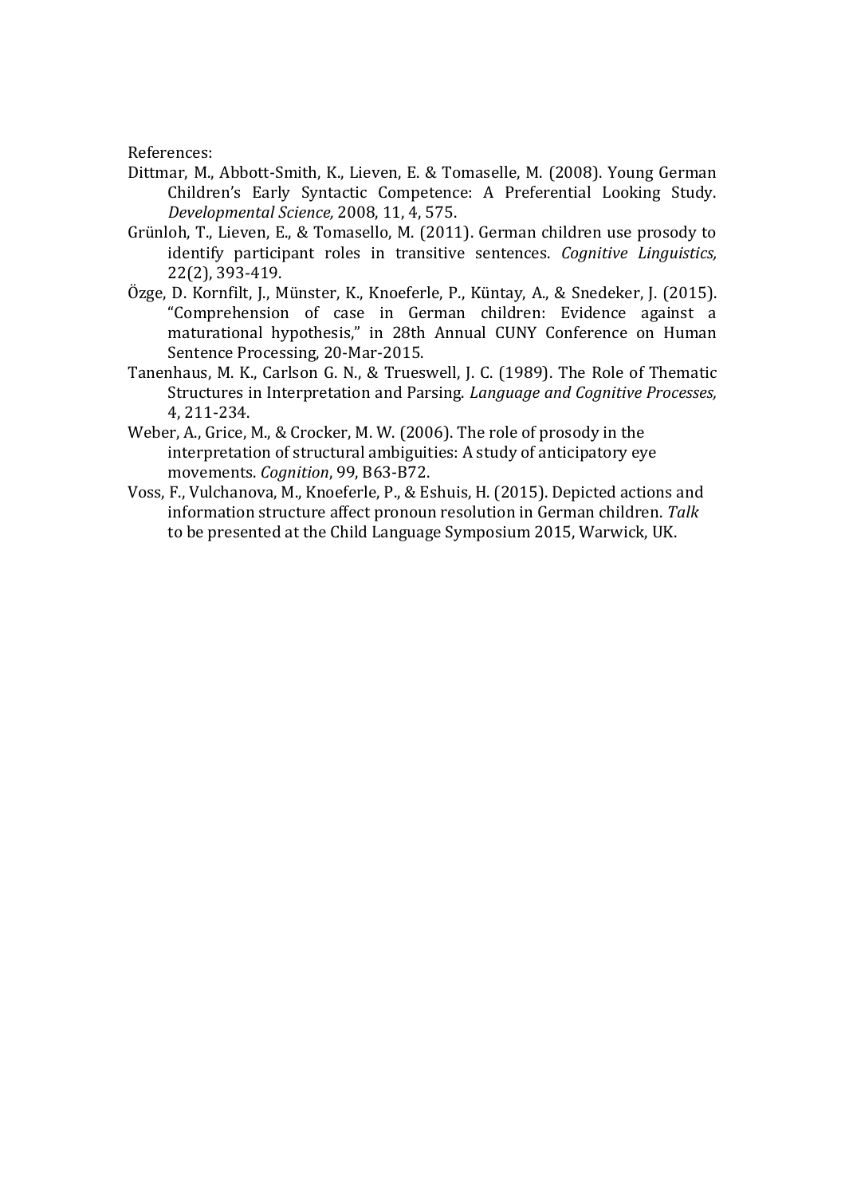References:

Dittmar, M., Abbott-Smith, K., Lieven, E. & Tomaselle, M. (2008). Young German Children's Early Syntactic Competence: A Preferential Looking Study. *Developmental Science,* 2008, 11, 4, 575.

Grünloh, T., Lieven, E., & Tomasello, M. (2011). German children use prosody to identify participant roles in transitive sentences. *Cognitive Linguistics,* 22(2), 393-419.

Özge, D. Kornfilt, J., Münster, K., Knoeferle, P., Küntay, A., & Snedeker, J. (2015). "Comprehension of case in German children: Evidence against a maturational hypothesis," in 28th Annual CUNY Conference on Human Sentence Processing, 20-Mar-2015.

Tanenhaus, M. K., Carlson G. N., & Trueswell, J. C. (1989). The Role of Thematic Structures in Interpretation and Parsing. *Language and Cognitive Processes,* 4, 211-234.

Weber, A., Grice, M., & Crocker, M. W. (2006). The role of prosody in the interpretation of structural ambiguities: A study of anticipatory eye movements. *Cognition*, 99, B63-B72.

Voss, F., Vulchanova, M., Knoeferle, P., & Eshuis, H. (2015). Depicted actions and information structure affect pronoun resolution in German children. *Talk* to be presented at the Child Language Symposium 2015, Warwick, UK.